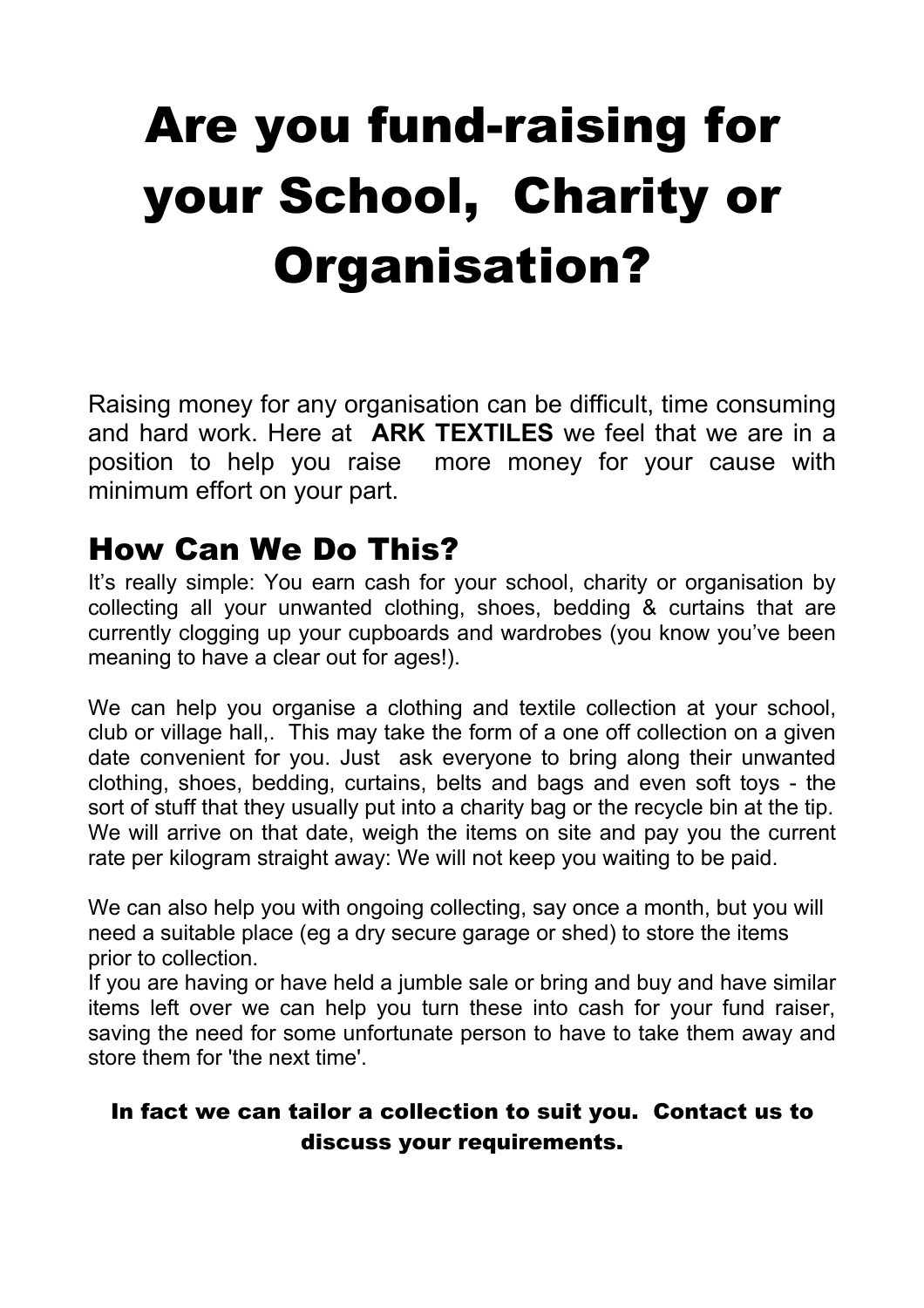# Are you fund-raising for your School, Charity or Organisation?

Raising money for any organisation can be difficult, time consuming and hard work. Here at **ARK TEXTILES** we feel that we are in a position to help you raise more money for your cause with minimum effort on your part.

## How Can We Do This?

It's really simple: You earn cash for your school, charity or organisation by collecting all your unwanted clothing, shoes, bedding & curtains that are currently clogging up your cupboards and wardrobes (you know you've been meaning to have a clear out for ages!).

We can help you organise a clothing and textile collection at your school, club or village hall,. This may take the form of a one off collection on a given date convenient for you. Just ask everyone to bring along their unwanted clothing, shoes, bedding, curtains, belts and bags and even soft toys - the sort of stuff that they usually put into a charity bag or the recycle bin at the tip. We will arrive on that date, weigh the items on site and pay you the current rate per kilogram straight away: We will not keep you waiting to be paid.

We can also help you with ongoing collecting, say once a month, but you will need a suitable place (eg a dry secure garage or shed) to store the items prior to collection.

If you are having or have held a jumble sale or bring and buy and have similar items left over we can help you turn these into cash for your fund raiser, saving the need for some unfortunate person to have to take them away and store them for 'the next time'.

**In fact we can tailor a collection to suit you. Contact us to discuss your requirements.**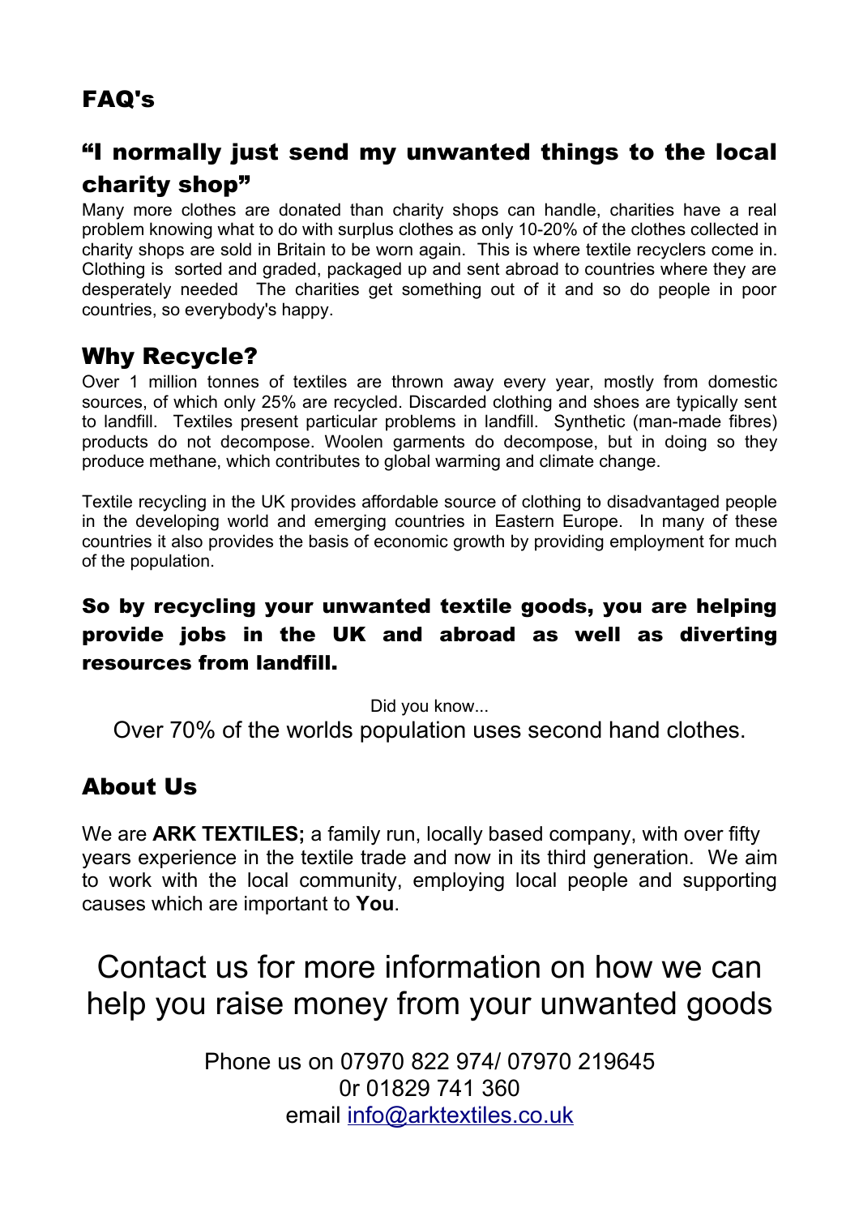# FAQ's

## "I normally just send my unwanted things to the local charity shop"

Many more clothes are donated than charity shops can handle, charities have a real problem knowing what to do with surplus clothes as only 10-20% of the clothes collected in charity shops are sold in Britain to be worn again. This is where textile recyclers come in. Clothing is sorted and graded, packaged up and sent abroad to countries where they are desperately needed The charities get something out of it and so do people in poor countries, so everybody's happy.

## Why Recycle?

Over 1 million tonnes of textiles are thrown away every year, mostly from domestic sources, of which only 25% are recycled. Discarded clothing and shoes are typically sent to landfill. Textiles present particular problems in landfill. Synthetic (man-made fibres) products do not decompose. Woolen garments do decompose, but in doing so they produce methane, which contributes to global warming and climate change.

Textile recycling in the UK provides affordable source of clothing to disadvantaged people in the developing world and emerging countries in Eastern Europe. In many of these countries it also provides the basis of economic growth by providing employment for much of the population.

**So by recycling your unwanted textile goods, you are helping provide jobs in the UK and abroad as well as diverting resources from landfill.**

Did you know...

Over 70% of the worlds population uses second hand clothes.

## About Us

We are **ARK TEXTILES;** a family run, locally based company, with over fifty years experience in the textile trade and now in its third generation. We aim to work with the local community, employing local people and supporting causes which are important to **You**.

Contact us for more information on how we can help you raise money from your unwanted goods

Phone us on 07970 822 974/ 07970 219645
0r 01829 741 360
email info@arktextiles.co.uk